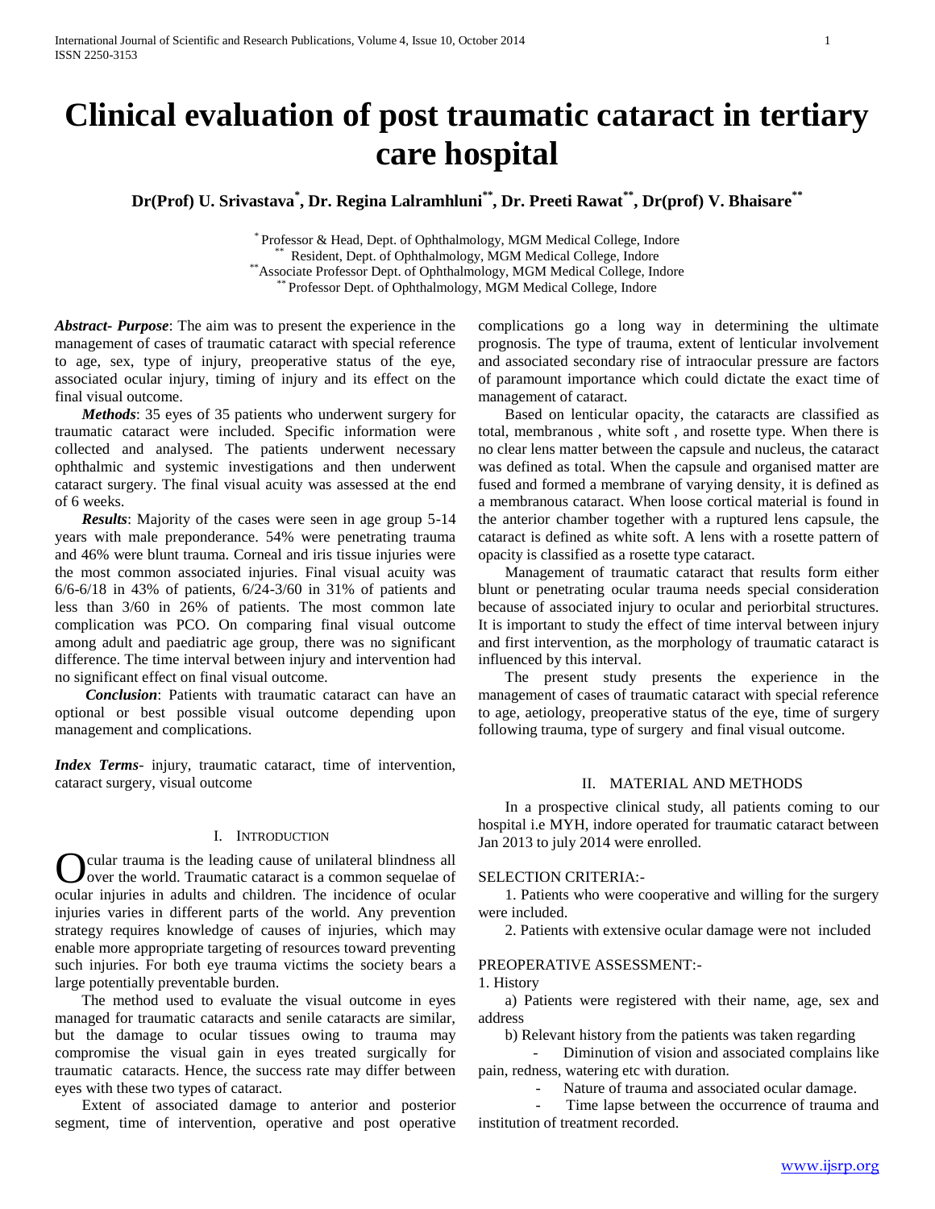# Clinical evaluation of post traumatic cataract in tertiary care hospital

**Dr(Prof) U. Srivastava[*], Dr. Regina Lalramhluni[**], Dr. Preeti Rawat[**], Dr(prof) V. Bhaisare[**]**

[*] Professor & Head, Dept. of Ophthalmology, MGM Medical College, Indore
[**] Resident, Dept. of Ophthalmology, MGM Medical College, Indore
[**] Associate Professor Dept. of Ophthalmology, MGM Medical College, Indore
[**] Professor Dept. of Ophthalmology, MGM Medical College, Indore

***Abstract- Purpose***: The aim was to present the experience in the management of cases of traumatic cataract with special reference to age, sex, type of injury, preoperative status of the eye, associated ocular injury, timing of injury and its effect on the final visual outcome.

***Methods***: 35 eyes of 35 patients who underwent surgery for traumatic cataract were included. Specific information were collected and analysed. The patients underwent necessary ophthalmic and systemic investigations and then underwent cataract surgery. The final visual acuity was assessed at the end of 6 weeks.

***Results***: Majority of the cases were seen in age group 5-14 years with male preponderance. 54% were penetrating trauma and 46% were blunt trauma. Corneal and iris tissue injuries were the most common associated injuries. Final visual acuity was 6/6-6/18 in 43% of patients, 6/24-3/60 in 31% of patients and less than 3/60 in 26% of patients. The most common late complication was PCO. On comparing final visual outcome among adult and paediatric age group, there was no significant difference. The time interval between injury and intervention had no significant effect on final visual outcome.

***Conclusion***: Patients with traumatic cataract can have an optional or best possible visual outcome depending upon management and complications.

***Index Terms***- injury, traumatic cataract, time of intervention, cataract surgery, visual outcome

## I. Introduction

Ocular trauma is the leading cause of unilateral blindness all over the world. Traumatic cataract is a common sequelae of ocular injuries in adults and children. The incidence of ocular injuries varies in different parts of the world. Any prevention strategy requires knowledge of causes of injuries, which may enable more appropriate targeting of resources toward preventing such injuries. For both eye trauma victims the society bears a large potentially preventable burden.

The method used to evaluate the visual outcome in eyes managed for traumatic cataracts and senile cataracts are similar, but the damage to ocular tissues owing to trauma may compromise the visual gain in eyes treated surgically for traumatic cataracts. Hence, the success rate may differ between eyes with these two types of cataract.

Extent of associated damage to anterior and posterior segment, time of intervention, operative and post operative complications go a long way in determining the ultimate prognosis. The type of trauma, extent of lenticular involvement and associated secondary rise of intraocular pressure are factors of paramount importance which could dictate the exact time of management of cataract.

Based on lenticular opacity, the cataracts are classified as total, membranous , white soft , and rosette type. When there is no clear lens matter between the capsule and nucleus, the cataract was defined as total. When the capsule and organised matter are fused and formed a membrane of varying density, it is defined as a membranous cataract. When loose cortical material is found in the anterior chamber together with a ruptured lens capsule, the cataract is defined as white soft. A lens with a rosette pattern of opacity is classified as a rosette type cataract.

Management of traumatic cataract that results form either blunt or penetrating ocular trauma needs special consideration because of associated injury to ocular and periorbital structures. It is important to study the effect of time interval between injury and first intervention, as the morphology of traumatic cataract is influenced by this interval.

The present study presents the experience in the management of cases of traumatic cataract with special reference to age, aetiology, preoperative status of the eye, time of surgery following trauma, type of surgery and final visual outcome.

## II. Material and Methods

In a prospective clinical study, all patients coming to our hospital i.e MYH, indore operated for traumatic cataract between Jan 2013 to july 2014 were enrolled.

SELECTION CRITERIA:-

1. Patients who were cooperative and willing for the surgery were included.
2. Patients with extensive ocular damage were not included

PREOPERATIVE ASSESSMENT:-

1. History

a) Patients were registered with their name, age, sex and address

b) Relevant history from the patients was taken regarding

- Diminution of vision and associated complains like pain, redness, watering etc with duration.
- Nature of trauma and associated ocular damage.
- Time lapse between the occurrence of trauma and institution of treatment recorded.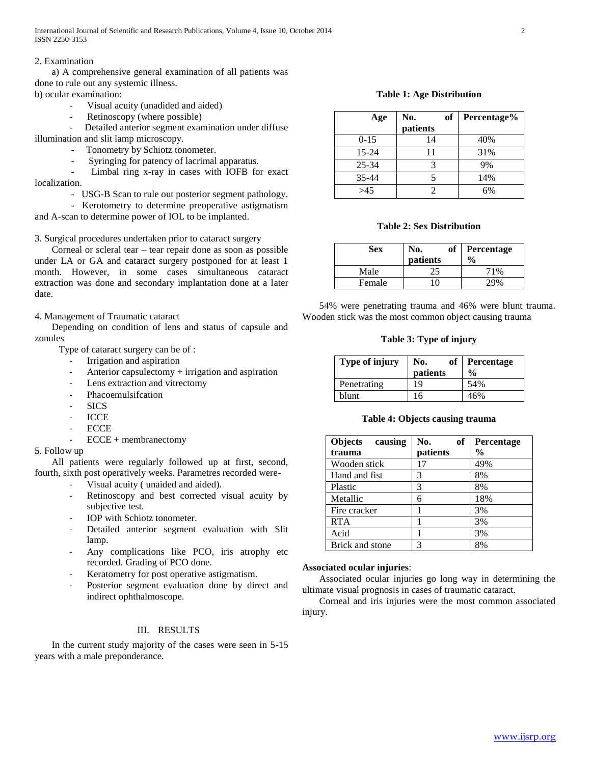2. Examination

a) A comprehensive general examination of all patients was done to rule out any systemic illness.

b) ocular examination:

- Visual acuity (unadided and aided)
- Retinoscopy (where possible)
- Detailed anterior segment examination under diffuse illumination and slit lamp microscopy.
- Tonometry by Schiotz tonometer.
- Syringing for patency of lacrimal apparatus.
- Limbal ring x-ray in cases with IOFB for exact localization.
- USG-B Scan to rule out posterior segment pathology.
- Kerotometry to determine preoperative astigmatism and A-scan to determine power of IOL to be implanted.

3. Surgical procedures undertaken prior to cataract surgery

Corneal or scleral tear – tear repair done as soon as possible under LA or GA and cataract surgery postponed for at least 1 month. However, in some cases simultaneous cataract extraction was done and secondary implantation done at a later date.

4. Management of Traumatic cataract

Depending on condition of lens and status of capsule and zonules

Type of cataract surgery can be of :

- Irrigation and aspiration
- Anterior capsulectomy + irrigation and aspiration
- Lens extraction and vitrectomy
- Phacoemulsifcation
- SICS
- ICCE
- ECCE
- ECCE + membranectomy

5. Follow up

All patients were regularly followed up at first, second, fourth, sixth post operatively weeks. Parametres recorded were-

- Visual acuity ( unaided and aided).
- Retinoscopy and best corrected visual acuity by subjective test.
- IOP with Schiotz tonometer.
- Detailed anterior segment evaluation with Slit lamp.
- Any complications like PCO, iris atrophy etc recorded. Grading of PCO done.
- Keratometry for post operative astigmatism.
- Posterior segment evaluation done by direct and indirect ophthalmoscope.

## III. RESULTS

In the current study majority of the cases were seen in 5-15 years with a male preponderance.

**Table 1: Age Distribution**

| Age | No. of patients | Percentage% |
|---|---|---|
| 0-15 | 14 | 40% |
| 15-24 | 11 | 31% |
| 25-34 | 3 | 9% |
| 35-44 | 5 | 14% |
| >45 | 2 | 6% |

**Table 2: Sex Distribution**

| Sex | No. of patients | Percentage % |
|---|---|---|
| Male | 25 | 71% |
| Female | 10 | 29% |

54% were penetrating trauma and 46% were blunt trauma. Wooden stick was the most common object causing trauma

**Table 3: Type of injury**

| Type of injury | No. of patients | Percentage % |
|---|---|---|
| Penetrating | 19 | 54% |
| blunt | 16 | 46% |

**Table 4: Objects causing trauma**

| Objects causing trauma | No. of patients | Percentage % |
|---|---|---|
| Wooden stick | 17 | 49% |
| Hand and fist | 3 | 8% |
| Plastic | 3 | 8% |
| Metallic | 6 | 18% |
| Fire cracker | 1 | 3% |
| RTA | 1 | 3% |
| Acid | 1 | 3% |
| Brick and stone | 3 | 8% |

**Associated ocular injuries**:

Associated ocular injuries go long way in determining the ultimate visual prognosis in cases of traumatic cataract.

Corneal and iris injuries were the most common associated injury.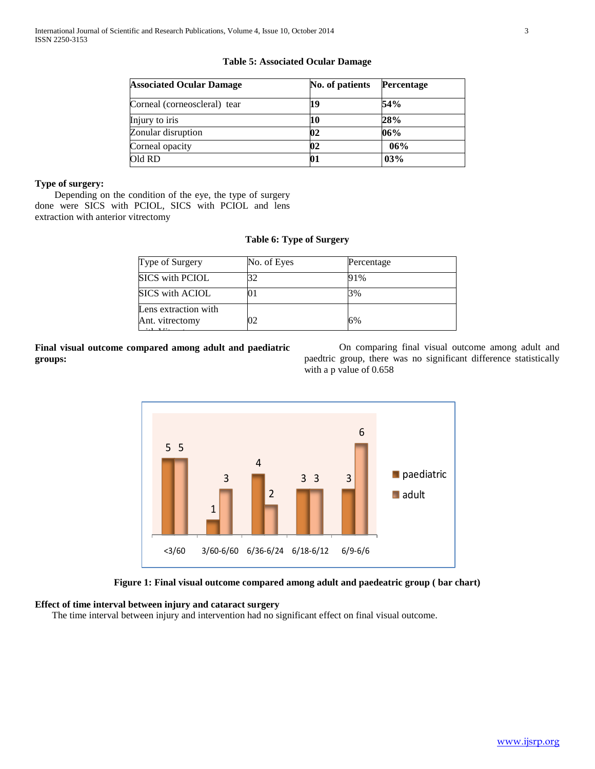**Table 5: Associated Ocular Damage**

| Associated Ocular Damage | No. of patients | Percentage |
|---|---|---|
| Corneal (corneoscleral) tear | 19 | 54% |
| Injury to iris | 10 | 28% |
| Zonular disruption | 02 | 06% |
| Corneal opacity | 02 | 06% |
| Old RD | 01 | 03% |

**Type of surgery:**

Depending on the condition of the eye, the type of surgery done were SICS with PCIOL, SICS with PCIOL and lens extraction with anterior vitrectomy

**Table 6: Type of Surgery**

| Type of Surgery | No. of Eyes | Percentage |
|---|---|---|
| SICS with PCIOL | 32 | 91% |
| SICS with ACIOL | 01 | 3% |
| Lens extraction with Ant. vitrectomy | 02 | 6% |

**Final visual outcome compared among adult and paediatric groups:**

On comparing final visual outcome among adult and paedtric group, there was no significant difference statistically with a p value of 0.658

| | <3/60 | 3/60-6/60 | 6/36-6/24 | 6/18-6/12 | 6/9-6/6 |
|---|---|---|---|---|---|
| paediatric | 5 | 1 | 4 | 3 | 3 |
| adult | 5 | 3 | 2 | 3 | 6 |

**Figure 1: Final visual outcome compared among adult and paedeatric group ( bar chart)**

**Effect of time interval between injury and cataract surgery**

The time interval between injury and intervention had no significant effect on final visual outcome.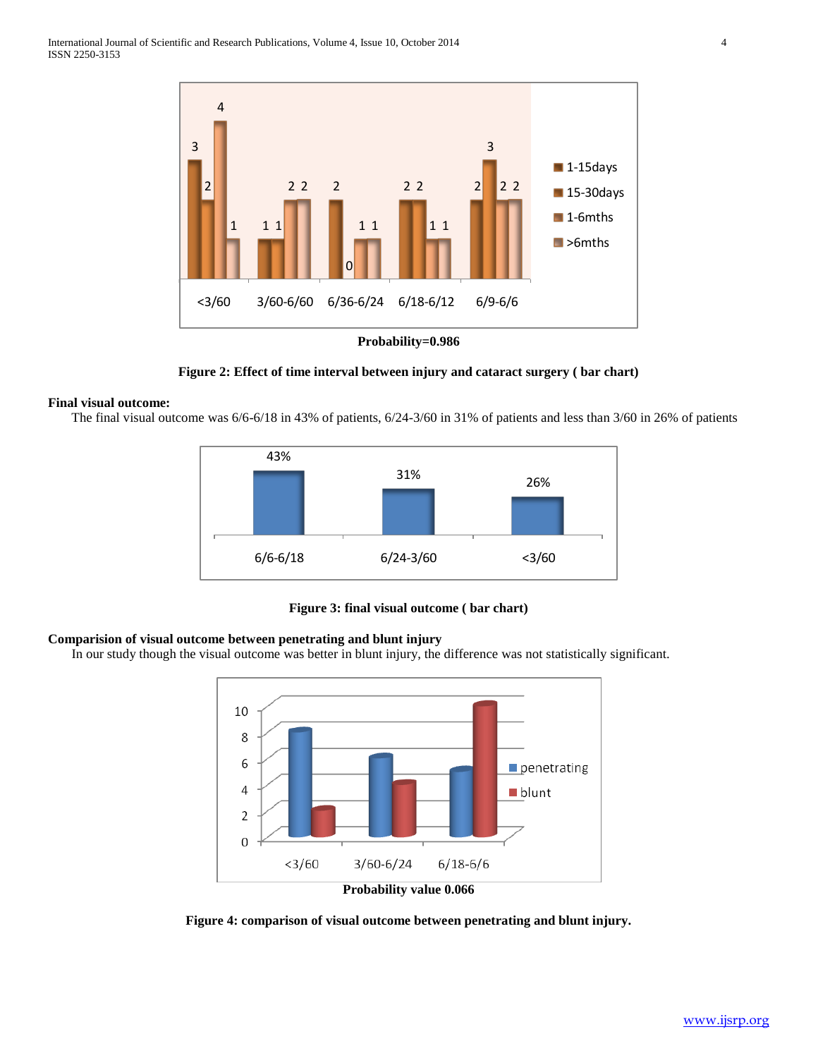Probability=0.986

**Figure 2: Effect of time interval between injury and cataract surgery ( bar chart)**

**Final visual outcome:**

The final visual outcome was 6/6-6/18 in 43% of patients, 6/24-3/60 in 31% of patients and less than 3/60 in 26% of patients

**Figure 3: final visual outcome ( bar chart)**

**Comparision of visual outcome between penetrating and blunt injury**

In our study though the visual outcome was better in blunt injury, the difference was not statistically significant.

Probability value 0.066

**Figure 4: comparison of visual outcome between penetrating and blunt injury.**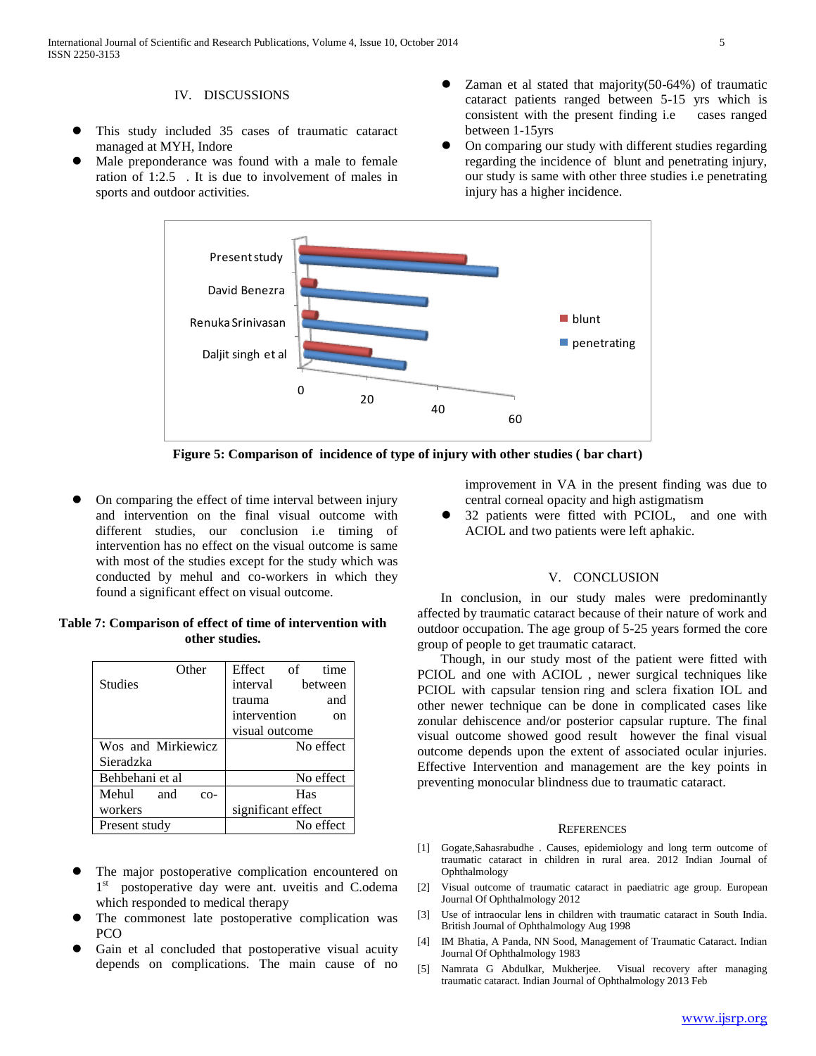## IV. DISCUSSIONS

- This study included 35 cases of traumatic cataract managed at MYH, Indore
- Male preponderance was found with a male to female ration of 1:2.5 . It is due to involvement of males in sports and outdoor activities.
- Zaman et al stated that majority(50-64%) of traumatic cataract patients ranged between 5-15 yrs which is consistent with the present finding i.e cases ranged between 1-15yrs
- On comparing our study with different studies regarding regarding the incidence of blunt and penetrating injury, our study is same with other three studies i.e penetrating injury has a higher incidence.

**Figure 5: Comparison of incidence of type of injury with other studies ( bar chart)**

- On comparing the effect of time interval between injury and intervention on the final visual outcome with different studies, our conclusion i.e timing of intervention has no effect on the visual outcome is same with most of the studies except for the study which was conducted by mehul and co-workers in which they found a significant effect on visual outcome.

**Table 7: Comparison of effect of time of intervention with other studies.**

| Other Studies | Effect of time interval between trauma and intervention on visual outcome |
|---|---|
| Wos and Mirkiewicz Sieradzka | No effect |
| Behbehani et al | No effect |
| Mehul and co-workers | Has significant effect |
| Present study | No effect |

- The major postoperative complication encountered on 1st postoperative day were ant. uveitis and C.odema which responded to medical therapy
- The commonest late postoperative complication was PCO
- Gain et al concluded that postoperative visual acuity depends on complications. The main cause of no improvement in VA in the present finding was due to central corneal opacity and high astigmatism
- 32 patients were fitted with PCIOL, and one with ACIOL and two patients were left aphakic.

## V. CONCLUSION

In conclusion, in our study males were predominantly affected by traumatic cataract because of their nature of work and outdoor occupation. The age group of 5-25 years formed the core group of people to get traumatic cataract.

Though, in our study most of the patient were fitted with PCIOL and one with ACIOL , newer surgical techniques like PCIOL with capsular tension ring and sclera fixation IOL and other newer technique can be done in complicated cases like zonular dehiscence and/or posterior capsular rupture. The final visual outcome showed good result however the final visual outcome depends upon the extent of associated ocular injuries. Effective Intervention and management are the key points in preventing monocular blindness due to traumatic cataract.

## REFERENCES

[1] Gogate,Sahasrabudhe . Causes, epidemiology and long term outcome of traumatic cataract in children in rural area. 2012 Indian Journal of Ophthalmology

[2] Visual outcome of traumatic cataract in paediatric age group. European Journal Of Ophthalmology 2012

[3] Use of intraocular lens in children with traumatic cataract in South India. British Journal of Ophthalmology Aug 1998

[4] IM Bhatia, A Panda, NN Sood, Management of Traumatic Cataract. Indian Journal Of Ophthalmology 1983

[5] Namrata G Abdulkar, Mukherjee. Visual recovery after managing traumatic cataract. Indian Journal of Ophthalmology 2013 Feb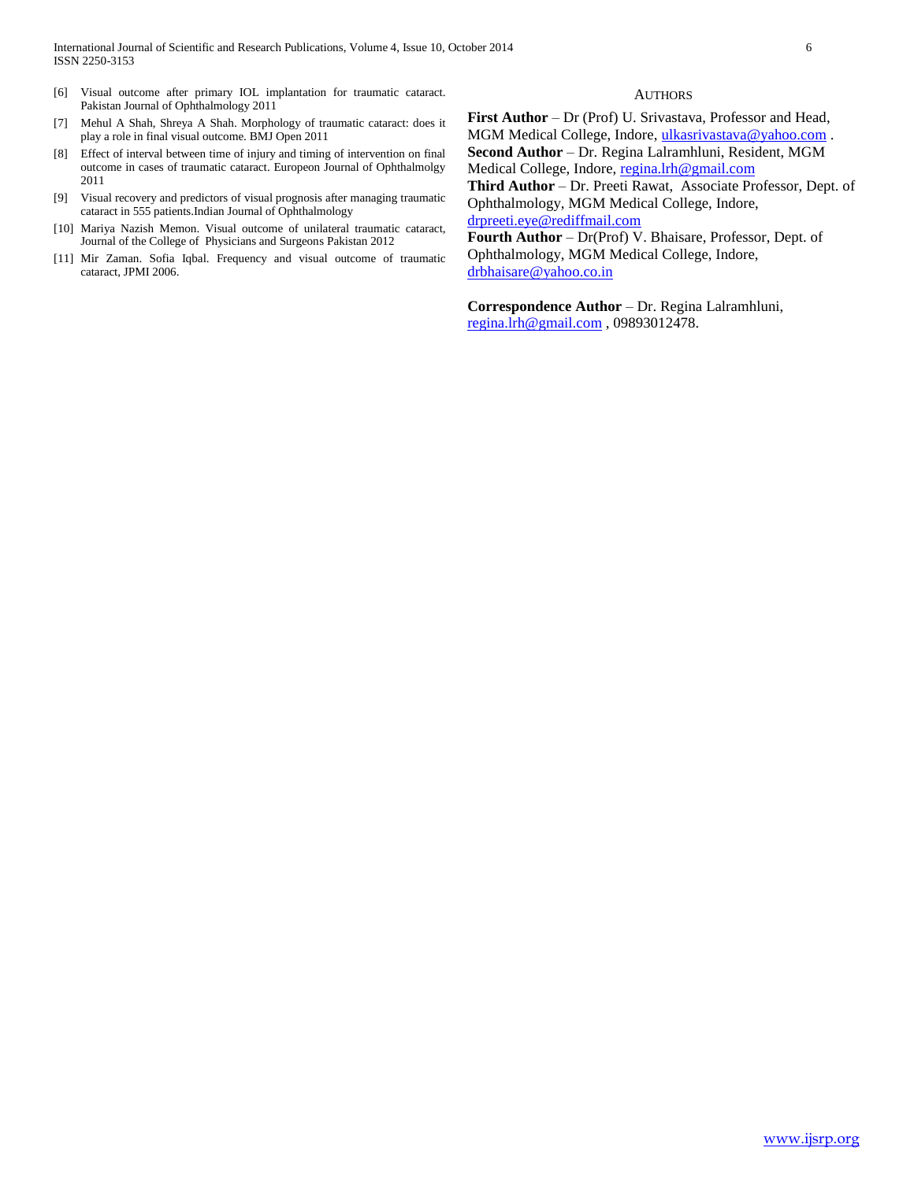[6] Visual outcome after primary IOL implantation for traumatic cataract. Pakistan Journal of Ophthalmology 2011

[7] Mehul A Shah, Shreya A Shah. Morphology of traumatic cataract: does it play a role in final visual outcome. BMJ Open 2011

[8] Effect of interval between time of injury and timing of intervention on final outcome in cases of traumatic cataract. Europeon Journal of Ophthalmolgy 2011

[9] Visual recovery and predictors of visual prognosis after managing traumatic cataract in 555 patients.Indian Journal of Ophthalmology

[10] Mariya Nazish Memon. Visual outcome of unilateral traumatic cataract, Journal of the College of Physicians and Surgeons Pakistan 2012

[11] Mir Zaman. Sofia Iqbal. Frequency and visual outcome of traumatic cataract, JPMI 2006.

## AUTHORS

**First Author** – Dr (Prof) U. Srivastava, Professor and Head, MGM Medical College, Indore, ulkasrivastava@yahoo.com .

**Second Author** – Dr. Regina Lalramhluni, Resident, MGM Medical College, Indore, regina.lrh@gmail.com

**Third Author** – Dr. Preeti Rawat, Associate Professor, Dept. of Ophthalmology, MGM Medical College, Indore, drpreeti.eye@rediffmail.com

**Fourth Author** – Dr(Prof) V. Bhaisare, Professor, Dept. of Ophthalmology, MGM Medical College, Indore, drbhaisare@yahoo.co.in

**Correspondence Author** – Dr. Regina Lalramhluni, regina.lrh@gmail.com , 09893012478.